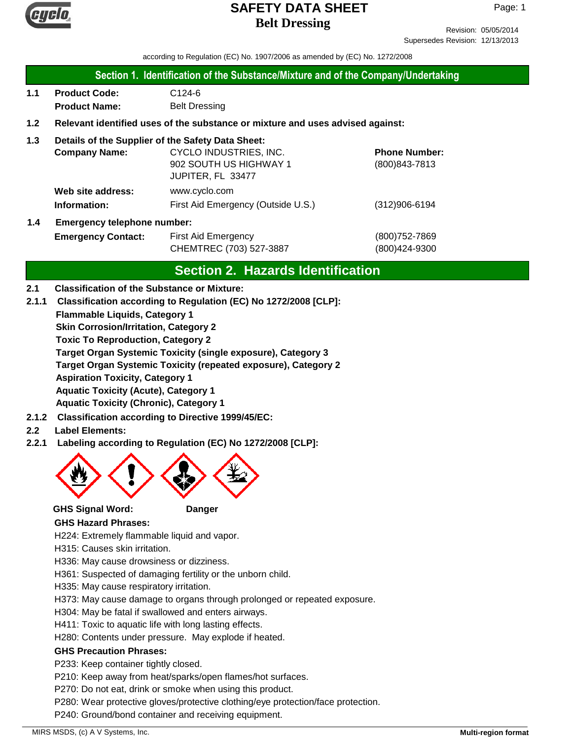# SAFETY DATA SHEET
# Belt Dressing

Revision: 05/05/2014
Supersedes Revision: 12/13/2013

according to Regulation (EC) No. 1907/2006 as amended by (EC) No. 1272/2008

## Section 1. Identification of the Substance/Mixture and of the Company/Undertaking

**1.1 Product Code:** C124-6
**Product Name:** Belt Dressing

**1.2 Relevant identified uses of the substance or mixture and uses advised against:**

**1.3 Details of the Supplier of the Safety Data Sheet:**

| | | |
|---|---|---|
| **Company Name:** | CYCLO INDUSTRIES, INC.<br>902 SOUTH US HIGHWAY 1<br>JUPITER, FL 33477 | **Phone Number:**<br>(800)843-7813 |
| **Web site address:** | www.cyclo.com | |
| **Information:** | First Aid Emergency (Outside U.S.) | (312)906-6194 |

**1.4 Emergency telephone number:**

| | | |
|---|---|---|
| **Emergency Contact:** | First Aid Emergency | (800)752-7869 |
| | CHEMTREC (703) 527-3887 | (800)424-9300 |

## Section 2. Hazards Identification

**2.1 Classification of the Substance or Mixture:**

**2.1.1 Classification according to Regulation (EC) No 1272/2008 [CLP]:**

**Flammable Liquids, Category 1**
**Skin Corrosion/Irritation, Category 2**
**Toxic To Reproduction, Category 2**
**Target Organ Systemic Toxicity (single exposure), Category 3**
**Target Organ Systemic Toxicity (repeated exposure), Category 2**
**Aspiration Toxicity, Category 1**
**Aquatic Toxicity (Acute), Category 1**
**Aquatic Toxicity (Chronic), Category 1**

**2.1.2 Classification according to Directive 1999/45/EC:**

**2.2 Label Elements:**

**2.2.1 Labeling according to Regulation (EC) No 1272/2008 [CLP]:**

**GHS Signal Word:** **Danger**

**GHS Hazard Phrases:**

H224: Extremely flammable liquid and vapor.
H315: Causes skin irritation.
H336: May cause drowsiness or dizziness.
H361: Suspected of damaging fertility or the unborn child.
H335: May cause respiratory irritation.
H373: May cause damage to organs through prolonged or repeated exposure.
H304: May be fatal if swallowed and enters airways.
H411: Toxic to aquatic life with long lasting effects.
H280: Contents under pressure. May explode if heated.

**GHS Precaution Phrases:**

P233: Keep container tightly closed.
P210: Keep away from heat/sparks/open flames/hot surfaces.
P270: Do not eat, drink or smoke when using this product.
P280: Wear protective gloves/protective clothing/eye protection/face protection.
P240: Ground/bond container and receiving equipment.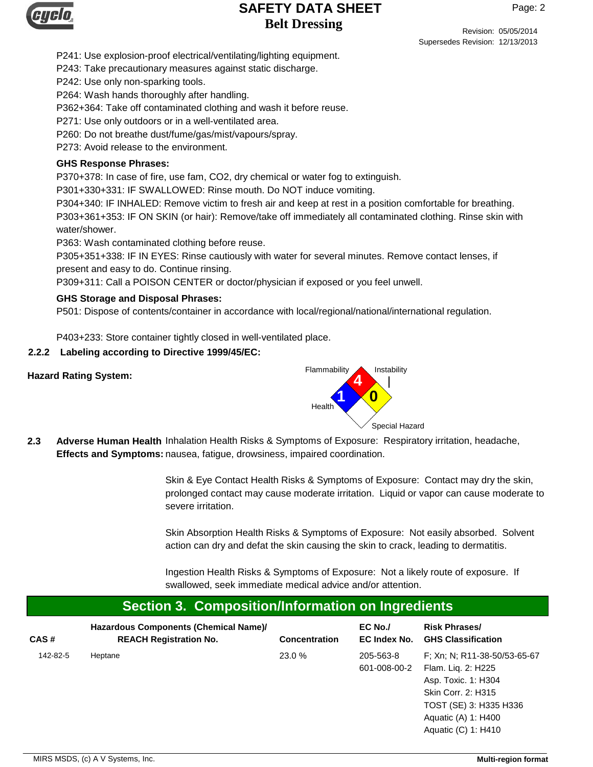P241: Use explosion-proof electrical/ventilating/lighting equipment.
P243: Take precautionary measures against static discharge.
P242: Use only non-sparking tools.
P264: Wash hands thoroughly after handling.
P362+364: Take off contaminated clothing and wash it before reuse.
P271: Use only outdoors or in a well-ventilated area.
P260: Do not breathe dust/fume/gas/mist/vapours/spray.
P273: Avoid release to the environment.

**GHS Response Phrases:**

P370+378: In case of fire, use fam, CO2, dry chemical or water fog to extinguish.
P301+330+331: IF SWALLOWED: Rinse mouth. Do NOT induce vomiting.
P304+340: IF INHALED: Remove victim to fresh air and keep at rest in a position comfortable for breathing.
P303+361+353: IF ON SKIN (or hair): Remove/take off immediately all contaminated clothing. Rinse skin with water/shower.
P363: Wash contaminated clothing before reuse.
P305+351+338: IF IN EYES: Rinse cautiously with water for several minutes. Remove contact lenses, if present and easy to do. Continue rinsing.
P309+311: Call a POISON CENTER or doctor/physician if exposed or you feel unwell.

**GHS Storage and Disposal Phrases:**

P501: Dispose of contents/container in accordance with local/regional/national/international regulation.

P403+233: Store container tightly closed in well-ventilated place.

### 2.2.2 Labeling according to Directive 1999/45/EC:

**Hazard Rating System:**

Flammability: 4
Instability: 0
Health: 1
Special Hazard:

### 2.3 Adverse Human Health Effects and Symptoms:

Inhalation Health Risks & Symptoms of Exposure: Respiratory irritation, headache, nausea, fatigue, drowsiness, impaired coordination.

Skin & Eye Contact Health Risks & Symptoms of Exposure: Contact may dry the skin, prolonged contact may cause moderate irritation. Liquid or vapor can cause moderate to severe irritation.

Skin Absorption Health Risks & Symptoms of Exposure: Not easily absorbed. Solvent action can dry and defat the skin causing the skin to crack, leading to dermatitis.

Ingestion Health Risks & Symptoms of Exposure: Not a likely route of exposure. If swallowed, seek immediate medical advice and/or attention.

## Section 3. Composition/Information on Ingredients

| CAS # | Hazardous Components (Chemical Name)/ REACH Registration No. | Concentration | EC No./ EC Index No. | Risk Phrases/ GHS Classification |
|---|---|---|---|---|
| 142-82-5 | Heptane | 23.0 % | 205-563-8 601-008-00-2 | F; Xn; N; R11-38-50/53-65-67 Flam. Liq. 2: H225 Asp. Toxic. 1: H304 Skin Corr. 2: H315 TOST (SE) 3: H335 H336 Aquatic (A) 1: H400 Aquatic (C) 1: H410 |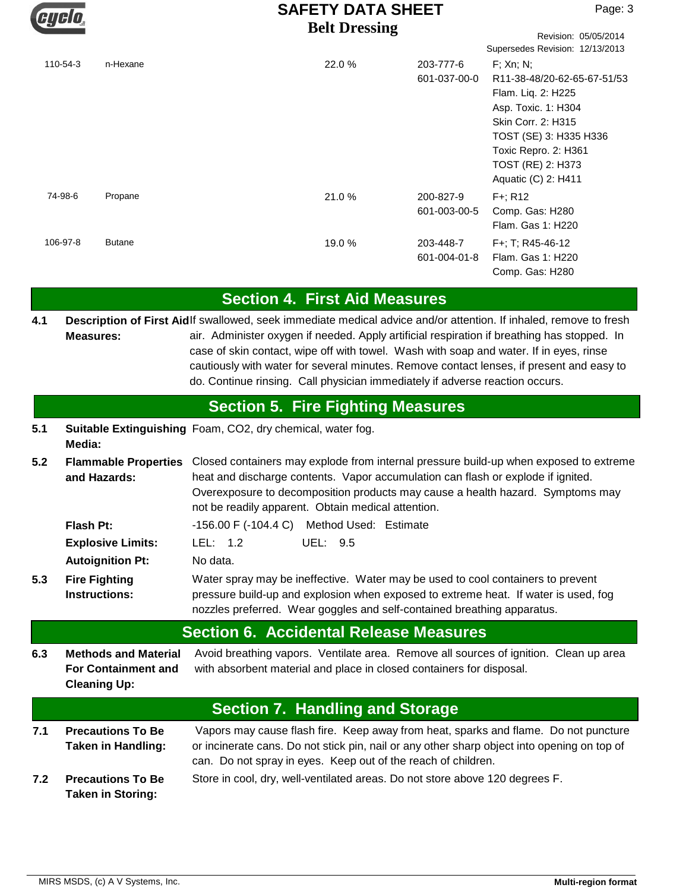| CAS | Chemical Name | % | EC / Index No. | Classification |
|---|---|---|---|---|
| 110-54-3 | n-Hexane | 22.0 % | 203-777-6<br>601-037-00-0 | F; Xn; N;<br>R11-38-48/20-62-65-67-51/53<br>Flam. Liq. 2: H225<br>Asp. Toxic. 1: H304<br>Skin Corr. 2: H315<br>TOST (SE) 3: H335 H336<br>Toxic Repro. 2: H361<br>TOST (RE) 2: H373<br>Aquatic (C) 2: H411 |
| 74-98-6 | Propane | 21.0 % | 200-827-9<br>601-003-00-5 | F+; R12<br>Comp. Gas: H280<br>Flam. Gas 1: H220 |
| 106-97-8 | Butane | 19.0 % | 203-448-7<br>601-004-01-8 | F+; T; R45-46-12<br>Flam. Gas 1: H220<br>Comp. Gas: H280 |

## Section 4. First Aid Measures

**4.1 Description of First Aid Measures:** If swallowed, seek immediate medical advice and/or attention. If inhaled, remove to fresh air. Administer oxygen if needed. Apply artificial respiration if breathing has stopped. In case of skin contact, wipe off with towel. Wash with soap and water. If in eyes, rinse cautiously with water for several minutes. Remove contact lenses, if present and easy to do. Continue rinsing. Call physician immediately if adverse reaction occurs.

## Section 5. Fire Fighting Measures

**5.1 Suitable Extinguishing Media:** Foam, CO2, dry chemical, water fog.

**5.2 Flammable Properties and Hazards:** Closed containers may explode from internal pressure build-up when exposed to extreme heat and discharge contents. Vapor accumulation can flash or explode if ignited. Overexposure to decomposition products may cause a health hazard. Symptoms may not be readily apparent. Obtain medical attention.

**Flash Pt:** -156.00 F (-104.4 C) Method Used: Estimate

**Explosive Limits:** LEL: 1.2 UEL: 9.5

**Autoignition Pt:** No data.

**5.3 Fire Fighting Instructions:** Water spray may be ineffective. Water may be used to cool containers to prevent pressure build-up and explosion when exposed to extreme heat. If water is used, fog nozzles preferred. Wear goggles and self-contained breathing apparatus.

## Section 6. Accidental Release Measures

**6.3 Methods and Material For Containment and Cleaning Up:** Avoid breathing vapors. Ventilate area. Remove all sources of ignition. Clean up area with absorbent material and place in closed containers for disposal.

## Section 7. Handling and Storage

**7.1 Precautions To Be Taken in Handling:** Vapors may cause flash fire. Keep away from heat, sparks and flame. Do not puncture or incinerate cans. Do not stick pin, nail or any other sharp object into opening on top of can. Do not spray in eyes. Keep out of the reach of children.

**7.2 Precautions To Be Taken in Storing:** Store in cool, dry, well-ventilated areas. Do not store above 120 degrees F.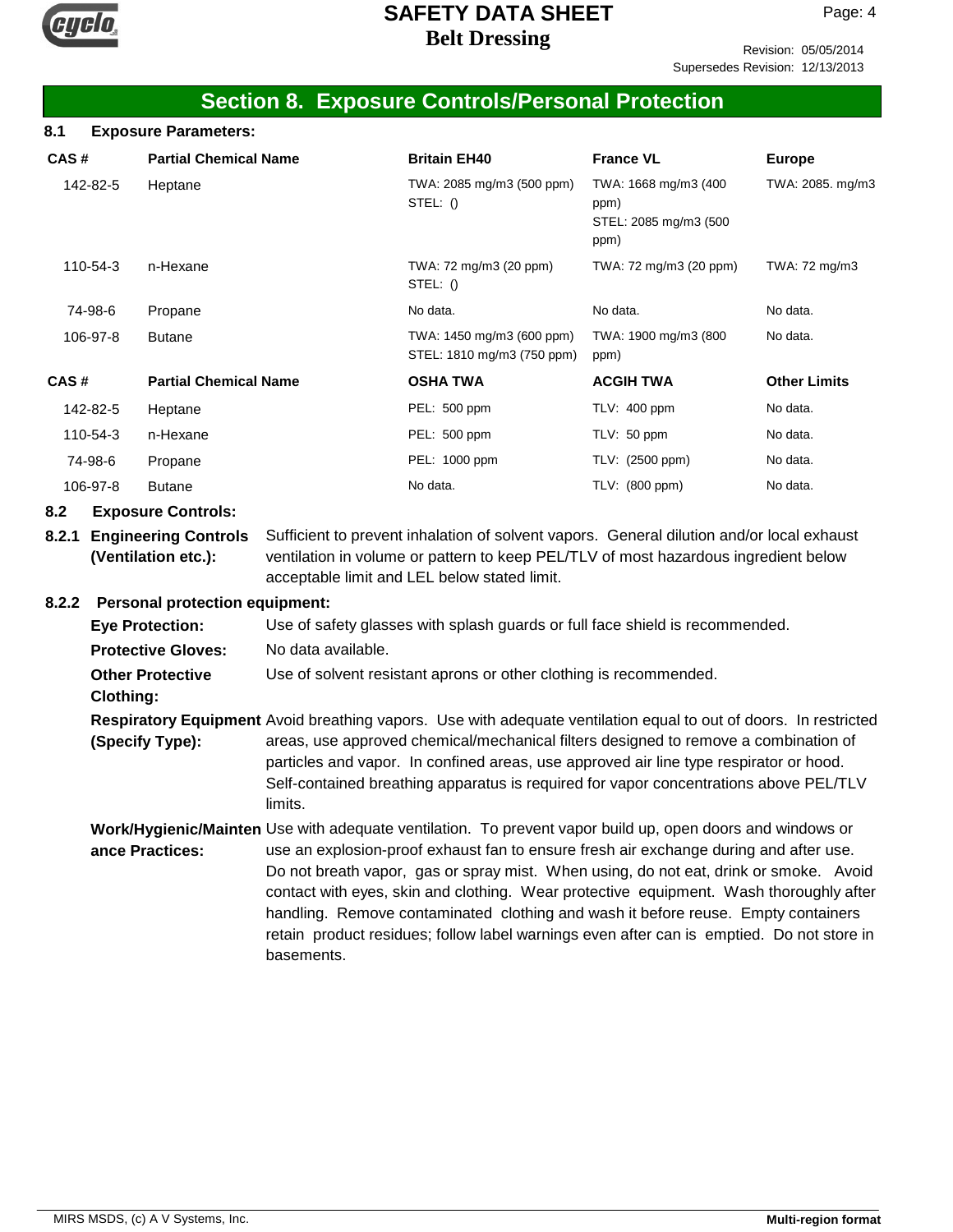## Section 8. Exposure Controls/Personal Protection

### 8.1 Exposure Parameters:

| CAS # | Partial Chemical Name | Britain EH40 | France VL | Europe |
|---|---|---|---|---|
| 142-82-5 | Heptane | TWA: 2085 mg/m3 (500 ppm) STEL: () | TWA: 1668 mg/m3 (400 ppm) STEL: 2085 mg/m3 (500 ppm) | TWA: 2085. mg/m3 |
| 110-54-3 | n-Hexane | TWA: 72 mg/m3 (20 ppm) STEL: () | TWA: 72 mg/m3 (20 ppm) | TWA: 72 mg/m3 |
| 74-98-6 | Propane | No data. | No data. | No data. |
| 106-97-8 | Butane | TWA: 1450 mg/m3 (600 ppm) STEL: 1810 mg/m3 (750 ppm) | TWA: 1900 mg/m3 (800 ppm) | No data. |

| CAS # | Partial Chemical Name | OSHA TWA | ACGIH TWA | Other Limits |
|---|---|---|---|---|
| 142-82-5 | Heptane | PEL: 500 ppm | TLV: 400 ppm | No data. |
| 110-54-3 | n-Hexane | PEL: 500 ppm | TLV: 50 ppm | No data. |
| 74-98-6 | Propane | PEL: 1000 ppm | TLV: (2500 ppm) | No data. |
| 106-97-8 | Butane | No data. | TLV: (800 ppm) | No data. |

### 8.2 Exposure Controls:

**8.2.1 Engineering Controls (Ventilation etc.):** Sufficient to prevent inhalation of solvent vapors. General dilution and/or local exhaust ventilation in volume or pattern to keep PEL/TLV of most hazardous ingredient below acceptable limit and LEL below stated limit.

**8.2.2 Personal protection equipment:**

**Eye Protection:** Use of safety glasses with splash guards or full face shield is recommended.

**Protective Gloves:** No data available.

**Other Protective Clothing:** Use of solvent resistant aprons or other clothing is recommended.

**Respiratory Equipment (Specify Type):** Avoid breathing vapors. Use with adequate ventilation equal to out of doors. In restricted areas, use approved chemical/mechanical filters designed to remove a combination of particles and vapor. In confined areas, use approved air line type respirator or hood. Self-contained breathing apparatus is required for vapor concentrations above PEL/TLV limits.

**Work/Hygienic/Maintenance Practices:** Use with adequate ventilation. To prevent vapor build up, open doors and windows or use an explosion-proof exhaust fan to ensure fresh air exchange during and after use. Do not breath vapor, gas or spray mist. When using, do not eat, drink or smoke. Avoid contact with eyes, skin and clothing. Wear protective equipment. Wash thoroughly after handling. Remove contaminated clothing and wash it before reuse. Empty containers retain product residues; follow label warnings even after can is emptied. Do not store in basements.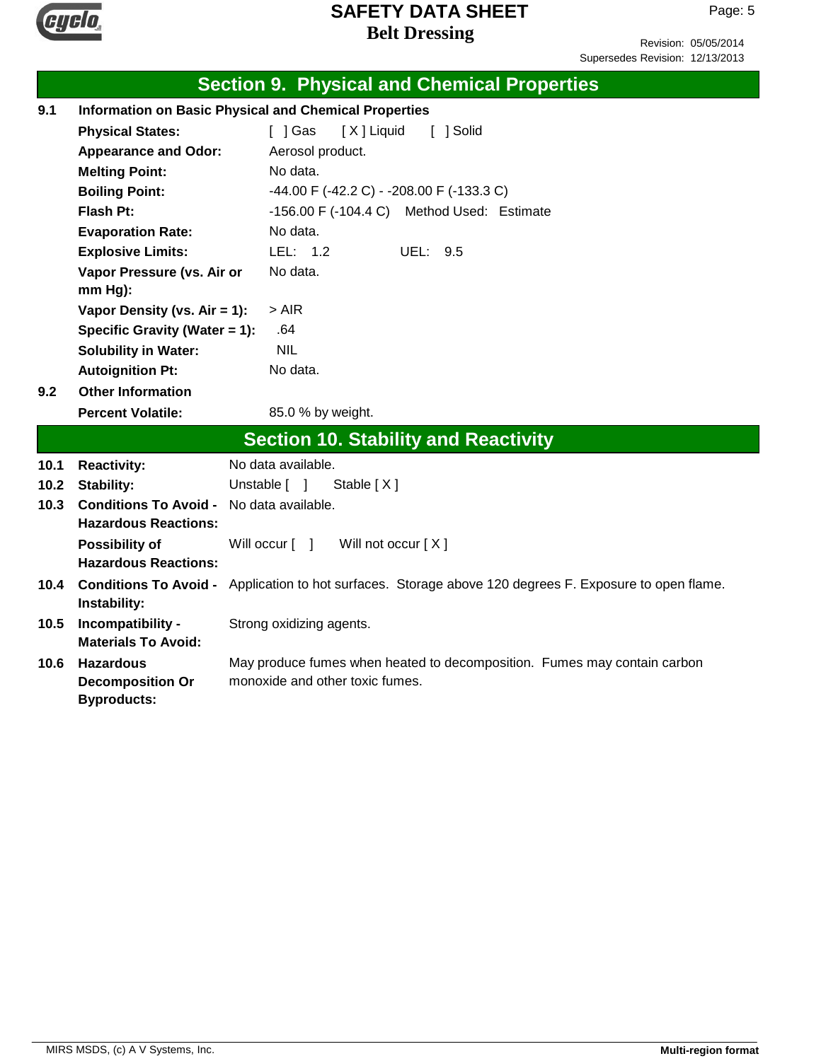## Section 9. Physical and Chemical Properties

**9.1 Information on Basic Physical and Chemical Properties**

| | |
|---|---|
| **Physical States:** | [ ] Gas [ X ] Liquid [ ] Solid |
| **Appearance and Odor:** | Aerosol product. |
| **Melting Point:** | No data. |
| **Boiling Point:** | -44.00 F (-42.2 C) - -208.00 F (-133.3 C) |
| **Flash Pt:** | -156.00 F (-104.4 C) Method Used: Estimate |
| **Evaporation Rate:** | No data. |
| **Explosive Limits:** | LEL: 1.2 UEL: 9.5 |
| **Vapor Pressure (vs. Air or mm Hg):** | No data. |
| **Vapor Density (vs. Air = 1):** | > AIR |
| **Specific Gravity (Water = 1):** | .64 |
| **Solubility in Water:** | NIL |
| **Autoignition Pt:** | No data. |

**9.2 Other Information**

| | |
|---|---|
| **Percent Volatile:** | 85.0 % by weight. |

## Section 10. Stability and Reactivity

| | | |
|---|---|---|
| 10.1 | **Reactivity:** | No data available. |
| 10.2 | **Stability:** | Unstable [ ] Stable [ X ] |
| 10.3 | **Conditions To Avoid - Hazardous Reactions:** | No data available. |
| | **Possibility of Hazardous Reactions:** | Will occur [ ] Will not occur [ X ] |
| 10.4 | **Conditions To Avoid - Instability:** | Application to hot surfaces. Storage above 120 degrees F. Exposure to open flame. |
| 10.5 | **Incompatibility - Materials To Avoid:** | Strong oxidizing agents. |
| 10.6 | **Hazardous Decomposition Or Byproducts:** | May produce fumes when heated to decomposition. Fumes may contain carbon monoxide and other toxic fumes. |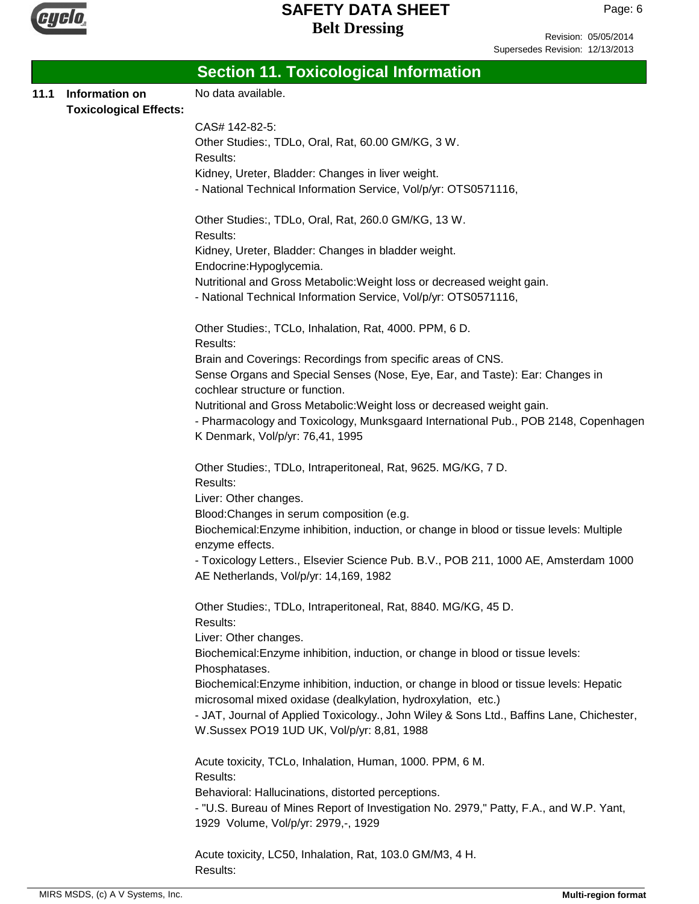## Section 11. Toxicological Information

**11.1 Information on Toxicological Effects:**

No data available.

CAS# 142-82-5:
Other Studies:, TDLo, Oral, Rat, 60.00 GM/KG, 3 W.
Results:
Kidney, Ureter, Bladder: Changes in liver weight.
- National Technical Information Service, Vol/p/yr: OTS0571116,

Other Studies:, TDLo, Oral, Rat, 260.0 GM/KG, 13 W.
Results:
Kidney, Ureter, Bladder: Changes in bladder weight.
Endocrine:Hypoglycemia.
Nutritional and Gross Metabolic:Weight loss or decreased weight gain.
- National Technical Information Service, Vol/p/yr: OTS0571116,

Other Studies:, TCLo, Inhalation, Rat, 4000. PPM, 6 D.
Results:
Brain and Coverings: Recordings from specific areas of CNS.
Sense Organs and Special Senses (Nose, Eye, Ear, and Taste): Ear: Changes in cochlear structure or function.
Nutritional and Gross Metabolic:Weight loss or decreased weight gain.
- Pharmacology and Toxicology, Munksgaard International Pub., POB 2148, Copenhagen K Denmark, Vol/p/yr: 76,41, 1995

Other Studies:, TDLo, Intraperitoneal, Rat, 9625. MG/KG, 7 D.
Results:
Liver: Other changes.
Blood:Changes in serum composition (e.g.
Biochemical:Enzyme inhibition, induction, or change in blood or tissue levels: Multiple enzyme effects.
- Toxicology Letters., Elsevier Science Pub. B.V., POB 211, 1000 AE, Amsterdam 1000 AE Netherlands, Vol/p/yr: 14,169, 1982

Other Studies:, TDLo, Intraperitoneal, Rat, 8840. MG/KG, 45 D.
Results:
Liver: Other changes.
Biochemical:Enzyme inhibition, induction, or change in blood or tissue levels: Phosphatases.
Biochemical:Enzyme inhibition, induction, or change in blood or tissue levels: Hepatic microsomal mixed oxidase (dealkylation, hydroxylation, etc.)
- JAT, Journal of Applied Toxicology., John Wiley & Sons Ltd., Baffins Lane, Chichester, W.Sussex PO19 1UD UK, Vol/p/yr: 8,81, 1988

Acute toxicity, TCLo, Inhalation, Human, 1000. PPM, 6 M.
Results:
Behavioral: Hallucinations, distorted perceptions.
- "U.S. Bureau of Mines Report of Investigation No. 2979," Patty, F.A., and W.P. Yant, 1929 Volume, Vol/p/yr: 2979,-, 1929

Acute toxicity, LC50, Inhalation, Rat, 103.0 GM/M3, 4 H.
Results: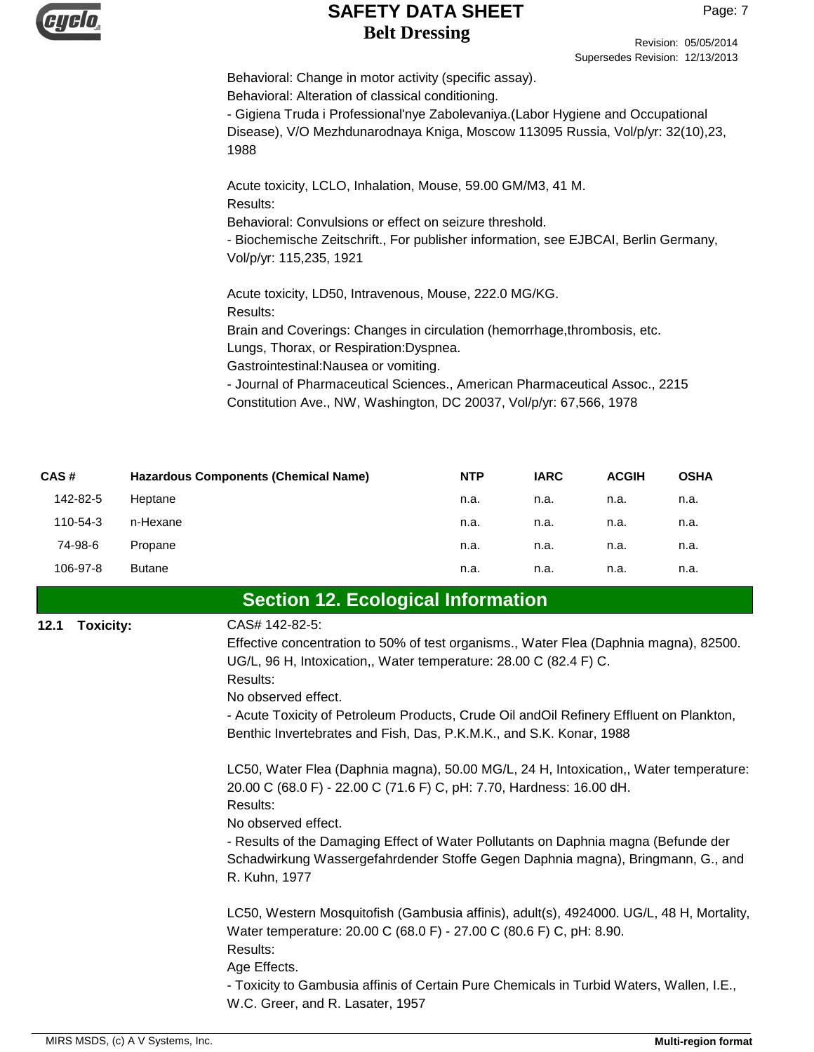Behavioral: Change in motor activity (specific assay).
Behavioral: Alteration of classical conditioning.
- Gigiena Truda i Professional'nye Zabolevaniya.(Labor Hygiene and Occupational Disease), V/O Mezhdunarodnaya Kniga, Moscow 113095 Russia, Vol/p/yr: 32(10),23, 1988

Acute toxicity, LCLO, Inhalation, Mouse, 59.00 GM/M3, 41 M.
Results:
Behavioral: Convulsions or effect on seizure threshold.
- Biochemische Zeitschrift., For publisher information, see EJBCAI, Berlin Germany, Vol/p/yr: 115,235, 1921

Acute toxicity, LD50, Intravenous, Mouse, 222.0 MG/KG.
Results:
Brain and Coverings: Changes in circulation (hemorrhage,thrombosis, etc.
Lungs, Thorax, or Respiration:Dyspnea.
Gastrointestinal:Nausea or vomiting.
- Journal of Pharmaceutical Sciences., American Pharmaceutical Assoc., 2215 Constitution Ave., NW, Washington, DC 20037, Vol/p/yr: 67,566, 1978

| CAS # | Hazardous Components (Chemical Name) | NTP | IARC | ACGIH | OSHA |
|---|---|---|---|---|---|
| 142-82-5 | Heptane | n.a. | n.a. | n.a. | n.a. |
| 110-54-3 | n-Hexane | n.a. | n.a. | n.a. | n.a. |
| 74-98-6 | Propane | n.a. | n.a. | n.a. | n.a. |
| 106-97-8 | Butane | n.a. | n.a. | n.a. | n.a. |

## Section 12. Ecological Information

**12.1 Toxicity:**

CAS# 142-82-5:
Effective concentration to 50% of test organisms., Water Flea (Daphnia magna), 82500. UG/L, 96 H, Intoxication,, Water temperature: 28.00 C (82.4 F) C.
Results:
No observed effect.
- Acute Toxicity of Petroleum Products, Crude Oil andOil Refinery Effluent on Plankton, Benthic Invertebrates and Fish, Das, P.K.M.K., and S.K. Konar, 1988

LC50, Water Flea (Daphnia magna), 50.00 MG/L, 24 H, Intoxication,, Water temperature: 20.00 C (68.0 F) - 22.00 C (71.6 F) C, pH: 7.70, Hardness: 16.00 dH.
Results:
No observed effect.
- Results of the Damaging Effect of Water Pollutants on Daphnia magna (Befunde der Schadwirkung Wassergefahrdender Stoffe Gegen Daphnia magna), Bringmann, G., and R. Kuhn, 1977

LC50, Western Mosquitofish (Gambusia affinis), adult(s), 4924000. UG/L, 48 H, Mortality, Water temperature: 20.00 C (68.0 F) - 27.00 C (80.6 F) C, pH: 8.90.
Results:
Age Effects.
- Toxicity to Gambusia affinis of Certain Pure Chemicals in Turbid Waters, Wallen, I.E., W.C. Greer, and R. Lasater, 1957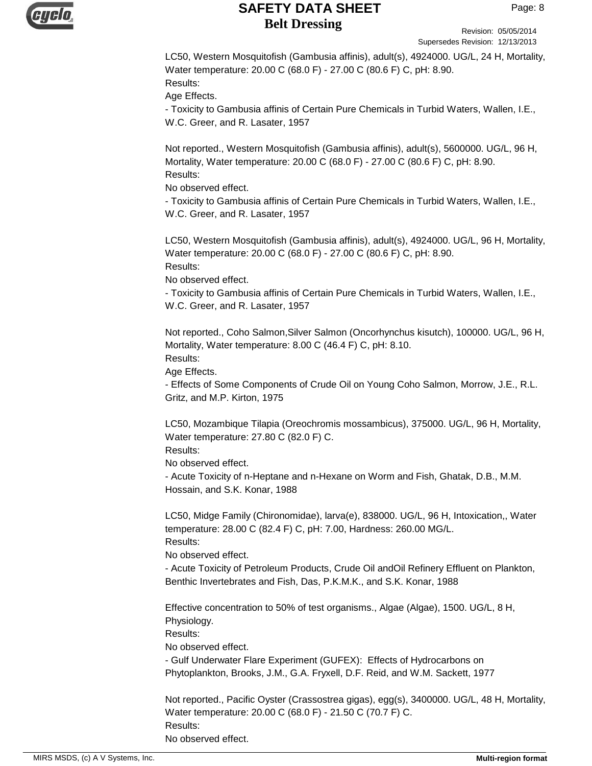LC50, Western Mosquitofish (Gambusia affinis), adult(s), 4924000. UG/L, 24 H, Mortality, Water temperature: 20.00 C (68.0 F) - 27.00 C (80.6 F) C, pH: 8.90.
Results:
Age Effects.
- Toxicity to Gambusia affinis of Certain Pure Chemicals in Turbid Waters, Wallen, I.E., W.C. Greer, and R. Lasater, 1957

Not reported., Western Mosquitofish (Gambusia affinis), adult(s), 5600000. UG/L, 96 H, Mortality, Water temperature: 20.00 C (68.0 F) - 27.00 C (80.6 F) C, pH: 8.90.
Results:
No observed effect.
- Toxicity to Gambusia affinis of Certain Pure Chemicals in Turbid Waters, Wallen, I.E., W.C. Greer, and R. Lasater, 1957

LC50, Western Mosquitofish (Gambusia affinis), adult(s), 4924000. UG/L, 96 H, Mortality, Water temperature: 20.00 C (68.0 F) - 27.00 C (80.6 F) C, pH: 8.90.
Results:
No observed effect.
- Toxicity to Gambusia affinis of Certain Pure Chemicals in Turbid Waters, Wallen, I.E., W.C. Greer, and R. Lasater, 1957

Not reported., Coho Salmon,Silver Salmon (Oncorhynchus kisutch), 100000. UG/L, 96 H, Mortality, Water temperature: 8.00 C (46.4 F) C, pH: 8.10.
Results:
Age Effects.
- Effects of Some Components of Crude Oil on Young Coho Salmon, Morrow, J.E., R.L. Gritz, and M.P. Kirton, 1975

LC50, Mozambique Tilapia (Oreochromis mossambicus), 375000. UG/L, 96 H, Mortality, Water temperature: 27.80 C (82.0 F) C.
Results:
No observed effect.
- Acute Toxicity of n-Heptane and n-Hexane on Worm and Fish, Ghatak, D.B., M.M. Hossain, and S.K. Konar, 1988

LC50, Midge Family (Chironomidae), larva(e), 838000. UG/L, 96 H, Intoxication,, Water temperature: 28.00 C (82.4 F) C, pH: 7.00, Hardness: 260.00 MG/L.
Results:
No observed effect.
- Acute Toxicity of Petroleum Products, Crude Oil andOil Refinery Effluent on Plankton, Benthic Invertebrates and Fish, Das, P.K.M.K., and S.K. Konar, 1988

Effective concentration to 50% of test organisms., Algae (Algae), 1500. UG/L, 8 H, Physiology.
Results:
No observed effect.
- Gulf Underwater Flare Experiment (GUFEX): Effects of Hydrocarbons on Phytoplankton, Brooks, J.M., G.A. Fryxell, D.F. Reid, and W.M. Sackett, 1977

Not reported., Pacific Oyster (Crassostrea gigas), egg(s), 3400000. UG/L, 48 H, Mortality, Water temperature: 20.00 C (68.0 F) - 21.50 C (70.7 F) C.
Results:
No observed effect.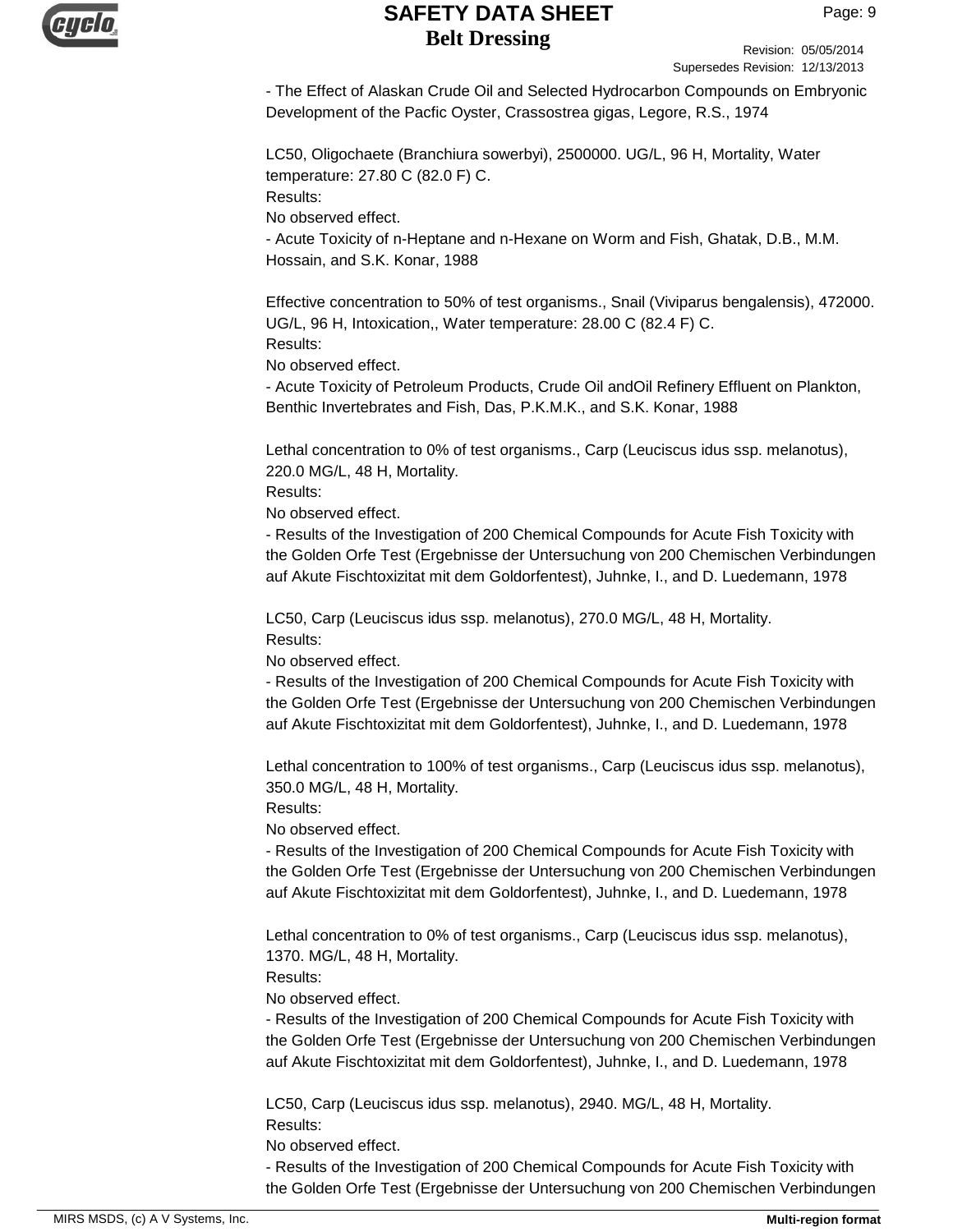- The Effect of Alaskan Crude Oil and Selected Hydrocarbon Compounds on Embryonic Development of the Pacfic Oyster, Crassostrea gigas, Legore, R.S., 1974

LC50, Oligochaete (Branchiura sowerbyi), 2500000. UG/L, 96 H, Mortality, Water temperature: 27.80 C (82.0 F) C.
Results:
No observed effect.
- Acute Toxicity of n-Heptane and n-Hexane on Worm and Fish, Ghatak, D.B., M.M. Hossain, and S.K. Konar, 1988

Effective concentration to 50% of test organisms., Snail (Viviparus bengalensis), 472000. UG/L, 96 H, Intoxication,, Water temperature: 28.00 C (82.4 F) C.
Results:
No observed effect.
- Acute Toxicity of Petroleum Products, Crude Oil andOil Refinery Effluent on Plankton, Benthic Invertebrates and Fish, Das, P.K.M.K., and S.K. Konar, 1988

Lethal concentration to 0% of test organisms., Carp (Leuciscus idus ssp. melanotus), 220.0 MG/L, 48 H, Mortality.
Results:
No observed effect.
- Results of the Investigation of 200 Chemical Compounds for Acute Fish Toxicity with the Golden Orfe Test (Ergebnisse der Untersuchung von 200 Chemischen Verbindungen auf Akute Fischtoxizitat mit dem Goldorfentest), Juhnke, I., and D. Luedemann, 1978

LC50, Carp (Leuciscus idus ssp. melanotus), 270.0 MG/L, 48 H, Mortality.
Results:
No observed effect.
- Results of the Investigation of 200 Chemical Compounds for Acute Fish Toxicity with the Golden Orfe Test (Ergebnisse der Untersuchung von 200 Chemischen Verbindungen auf Akute Fischtoxizitat mit dem Goldorfentest), Juhnke, I., and D. Luedemann, 1978

Lethal concentration to 100% of test organisms., Carp (Leuciscus idus ssp. melanotus), 350.0 MG/L, 48 H, Mortality.
Results:
No observed effect.
- Results of the Investigation of 200 Chemical Compounds for Acute Fish Toxicity with the Golden Orfe Test (Ergebnisse der Untersuchung von 200 Chemischen Verbindungen auf Akute Fischtoxizitat mit dem Goldorfentest), Juhnke, I., and D. Luedemann, 1978

Lethal concentration to 0% of test organisms., Carp (Leuciscus idus ssp. melanotus), 1370. MG/L, 48 H, Mortality.
Results:
No observed effect.
- Results of the Investigation of 200 Chemical Compounds for Acute Fish Toxicity with the Golden Orfe Test (Ergebnisse der Untersuchung von 200 Chemischen Verbindungen auf Akute Fischtoxizitat mit dem Goldorfentest), Juhnke, I., and D. Luedemann, 1978

LC50, Carp (Leuciscus idus ssp. melanotus), 2940. MG/L, 48 H, Mortality.
Results:
No observed effect.
- Results of the Investigation of 200 Chemical Compounds for Acute Fish Toxicity with the Golden Orfe Test (Ergebnisse der Untersuchung von 200 Chemischen Verbindungen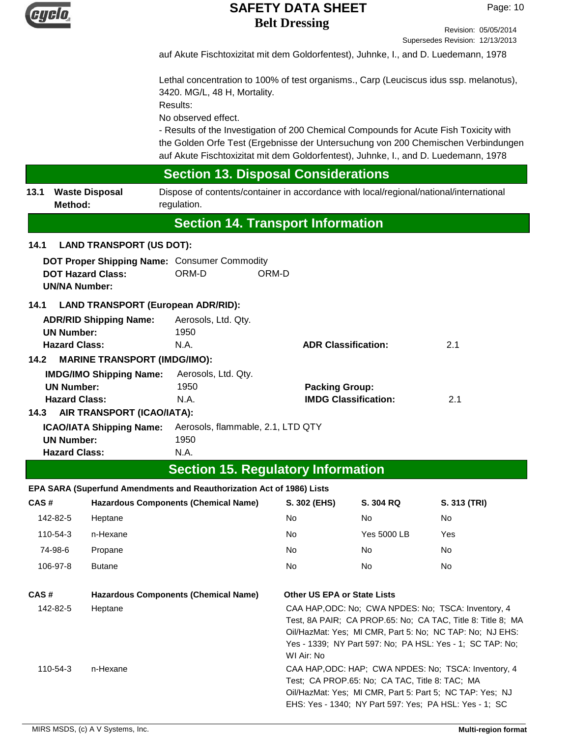auf Akute Fischtoxizitat mit dem Goldorfentest), Juhnke, I., and D. Luedemann, 1978

Lethal concentration to 100% of test organisms., Carp (Leuciscus idus ssp. melanotus), 3420. MG/L, 48 H, Mortality.
Results:
No observed effect.
- Results of the Investigation of 200 Chemical Compounds for Acute Fish Toxicity with the Golden Orfe Test (Ergebnisse der Untersuchung von 200 Chemischen Verbindungen auf Akute Fischtoxizitat mit dem Goldorfentest), Juhnke, I., and D. Luedemann, 1978

## Section 13. Disposal Considerations

**13.1 Waste Disposal Method:** Dispose of contents/container in accordance with local/regional/national/international regulation.

## Section 14. Transport Information

**14.1 LAND TRANSPORT (US DOT):**

**DOT Proper Shipping Name:** Consumer Commodity
**DOT Hazard Class:** ORM-D ORM-D
**UN/NA Number:**

**14.1 LAND TRANSPORT (European ADR/RID):**

**ADR/RID Shipping Name:** Aerosols, Ltd. Qty.
**UN Number:** 1950
**Hazard Class:** N.A. **ADR Classification:** 2.1

**14.2 MARINE TRANSPORT (IMDG/IMO):**

**IMDG/IMO Shipping Name:** Aerosols, Ltd. Qty.
**UN Number:** 1950 **Packing Group:**
**Hazard Class:** N.A. **IMDG Classification:** 2.1

**14.3 AIR TRANSPORT (ICAO/IATA):**

**ICAO/IATA Shipping Name:** Aerosols, flammable, 2.1, LTD QTY
**UN Number:** 1950
**Hazard Class:** N.A.

## Section 15. Regulatory Information

**EPA SARA (Superfund Amendments and Reauthorization Act of 1986) Lists**

| CAS # | Hazardous Components (Chemical Name) | S. 302 (EHS) | S. 304 RQ | S. 313 (TRI) |
|---|---|---|---|---|
| 142-82-5 | Heptane | No | No | No |
| 110-54-3 | n-Hexane | No | Yes 5000 LB | Yes |
| 74-98-6 | Propane | No | No | No |
| 106-97-8 | Butane | No | No | No |

| CAS # | Hazardous Components (Chemical Name) | Other US EPA or State Lists |
|---|---|---|
| 142-82-5 | Heptane | CAA HAP,ODC: No; CWA NPDES: No; TSCA: Inventory, 4 Test, 8A PAIR; CA PROP.65: No; CA TAC, Title 8: Title 8; MA Oil/HazMat: Yes; MI CMR, Part 5: No; NC TAP: No; NJ EHS: Yes - 1339; NY Part 597: No; PA HSL: Yes - 1; SC TAP: No; WI Air: No |
| 110-54-3 | n-Hexane | CAA HAP,ODC: HAP; CWA NPDES: No; TSCA: Inventory, 4 Test; CA PROP.65: No; CA TAC, Title 8: TAC; MA Oil/HazMat: Yes; MI CMR, Part 5: Part 5; NC TAP: Yes; NJ EHS: Yes - 1340; NY Part 597: Yes; PA HSL: Yes - 1; SC |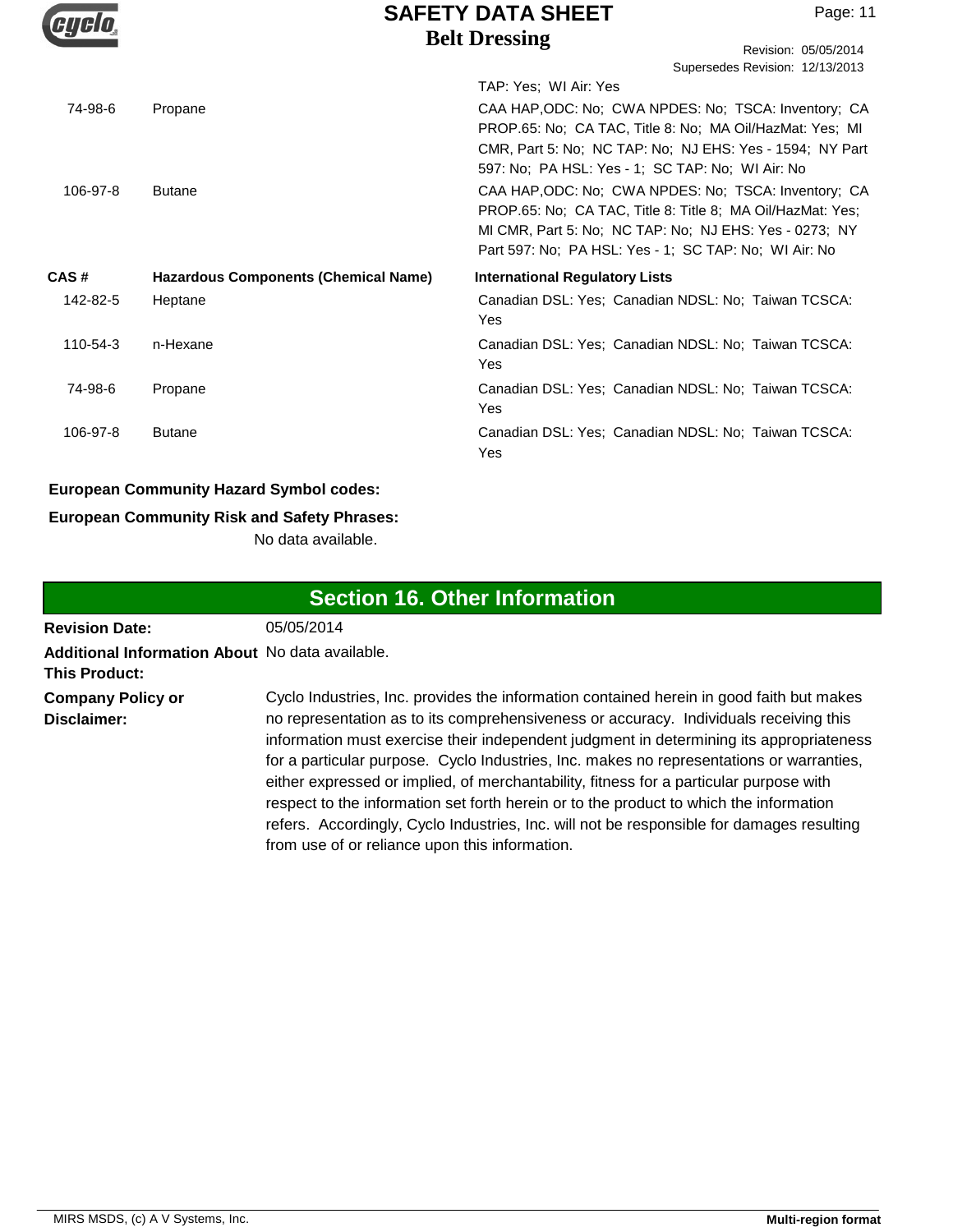| | | |
|---|---|---|
| | | TAP: Yes; WI Air: Yes |
| 74-98-6 | Propane | CAA HAP,ODC: No; CWA NPDES: No; TSCA: Inventory; CA PROP.65: No; CA TAC, Title 8: No; MA Oil/HazMat: Yes; MI CMR, Part 5: No; NC TAP: No; NJ EHS: Yes - 1594; NY Part 597: No; PA HSL: Yes - 1; SC TAP: No; WI Air: No |
| 106-97-8 | Butane | CAA HAP,ODC: No; CWA NPDES: No; TSCA: Inventory; CA PROP.65: No; CA TAC, Title 8: Title 8; MA Oil/HazMat: Yes; MI CMR, Part 5: No; NC TAP: No; NJ EHS: Yes - 0273; NY Part 597: No; PA HSL: Yes - 1; SC TAP: No; WI Air: No |

| CAS # | Hazardous Components (Chemical Name) | International Regulatory Lists |
|---|---|---|
| 142-82-5 | Heptane | Canadian DSL: Yes; Canadian NDSL: No; Taiwan TCSCA: Yes |
| 110-54-3 | n-Hexane | Canadian DSL: Yes; Canadian NDSL: No; Taiwan TCSCA: Yes |
| 74-98-6 | Propane | Canadian DSL: Yes; Canadian NDSL: No; Taiwan TCSCA: Yes |
| 106-97-8 | Butane | Canadian DSL: Yes; Canadian NDSL: No; Taiwan TCSCA: Yes |

**European Community Hazard Symbol codes:**

**European Community Risk and Safety Phrases:**

No data available.

## Section 16. Other Information

**Revision Date:** 05/05/2014

**Additional Information About This Product:** No data available.

**Company Policy or Disclaimer:** Cyclo Industries, Inc. provides the information contained herein in good faith but makes no representation as to its comprehensiveness or accuracy. Individuals receiving this information must exercise their independent judgment in determining its appropriateness for a particular purpose. Cyclo Industries, Inc. makes no representations or warranties, either expressed or implied, of merchantability, fitness for a particular purpose with respect to the information set forth herein or to the product to which the information refers. Accordingly, Cyclo Industries, Inc. will not be responsible for damages resulting from use of or reliance upon this information.